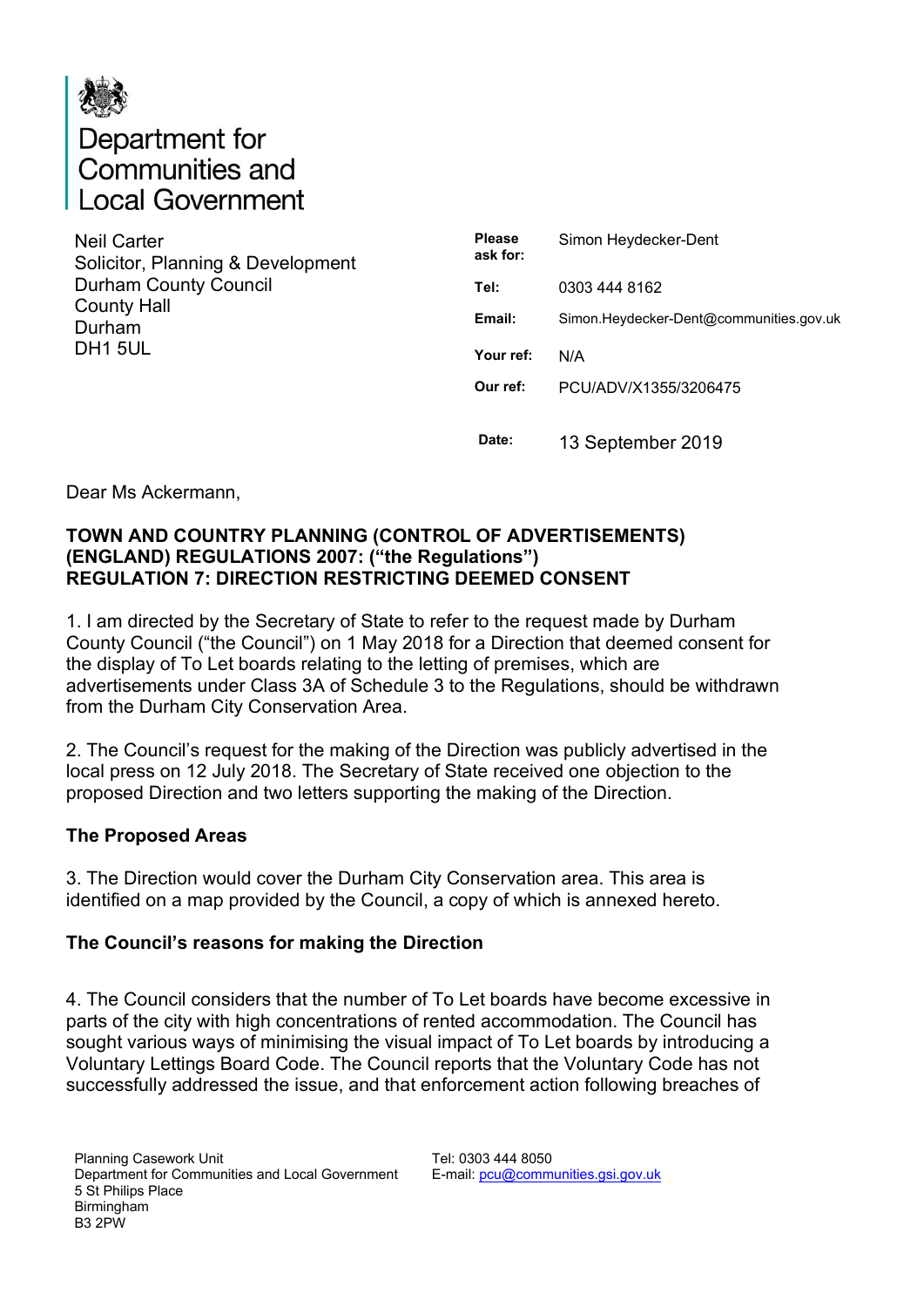# Department for Communities and Local Government

Neil Carter
Solicitor, Planning & Development
Durham County Council
County Hall
Durham
DH1 5UL

| | |
|---|---|
| **Please ask for:** | Simon Heydecker-Dent |
| **Tel:** | 0303 444 8162 |
| **Email:** | Simon.Heydecker-Dent@communities.gov.uk |
| **Your ref:** | N/A |
| **Our ref:** | PCU/ADV/X1355/3206475 |
| **Date:** | 13 September 2019 |

Dear Ms Ackermann,

**TOWN AND COUNTRY PLANNING (CONTROL OF ADVERTISEMENTS) (ENGLAND) REGULATIONS 2007: ("the Regulations")**
**REGULATION 7: DIRECTION RESTRICTING DEEMED CONSENT**

1. I am directed by the Secretary of State to refer to the request made by Durham County Council ("the Council") on 1 May 2018 for a Direction that deemed consent for the display of To Let boards relating to the letting of premises, which are advertisements under Class 3A of Schedule 3 to the Regulations, should be withdrawn from the Durham City Conservation Area.

2. The Council's request for the making of the Direction was publicly advertised in the local press on 12 July 2018. The Secretary of State received one objection to the proposed Direction and two letters supporting the making of the Direction.

### The Proposed Areas

3. The Direction would cover the Durham City Conservation area. This area is identified on a map provided by the Council, a copy of which is annexed hereto.

### The Council's reasons for making the Direction

4. The Council considers that the number of To Let boards have become excessive in parts of the city with high concentrations of rented accommodation. The Council has sought various ways of minimising the visual impact of To Let boards by introducing a Voluntary Lettings Board Code. The Council reports that the Voluntary Code has not successfully addressed the issue, and that enforcement action following breaches of

Planning Casework Unit
Department for Communities and Local Government
5 St Philips Place
Birmingham
B3 2PW

Tel: 0303 444 8050
E-mail: pcu@communities.gsi.gov.uk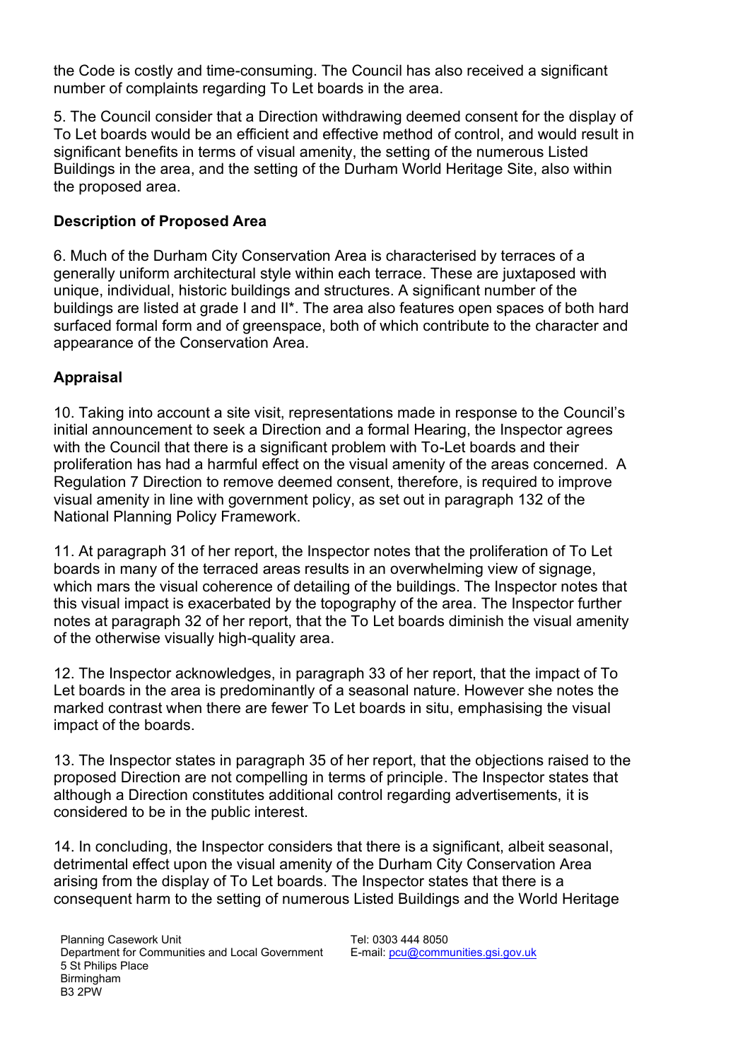the Code is costly and time-consuming. The Council has also received a significant number of complaints regarding To Let boards in the area.

5. The Council consider that a Direction withdrawing deemed consent for the display of To Let boards would be an efficient and effective method of control, and would result in significant benefits in terms of visual amenity, the setting of the numerous Listed Buildings in the area, and the setting of the Durham World Heritage Site, also within the proposed area.

**Description of Proposed Area**

6. Much of the Durham City Conservation Area is characterised by terraces of a generally uniform architectural style within each terrace. These are juxtaposed with unique, individual, historic buildings and structures. A significant number of the buildings are listed at grade I and II*. The area also features open spaces of both hard surfaced formal form and of greenspace, both of which contribute to the character and appearance of the Conservation Area.

**Appraisal**

10. Taking into account a site visit, representations made in response to the Council's initial announcement to seek a Direction and a formal Hearing, the Inspector agrees with the Council that there is a significant problem with To-Let boards and their proliferation has had a harmful effect on the visual amenity of the areas concerned. A Regulation 7 Direction to remove deemed consent, therefore, is required to improve visual amenity in line with government policy, as set out in paragraph 132 of the National Planning Policy Framework.

11. At paragraph 31 of her report, the Inspector notes that the proliferation of To Let boards in many of the terraced areas results in an overwhelming view of signage, which mars the visual coherence of detailing of the buildings. The Inspector notes that this visual impact is exacerbated by the topography of the area. The Inspector further notes at paragraph 32 of her report, that the To Let boards diminish the visual amenity of the otherwise visually high-quality area.

12. The Inspector acknowledges, in paragraph 33 of her report, that the impact of To Let boards in the area is predominantly of a seasonal nature. However she notes the marked contrast when there are fewer To Let boards in situ, emphasising the visual impact of the boards.

13. The Inspector states in paragraph 35 of her report, that the objections raised to the proposed Direction are not compelling in terms of principle. The Inspector states that although a Direction constitutes additional control regarding advertisements, it is considered to be in the public interest.

14. In concluding, the Inspector considers that there is a significant, albeit seasonal, detrimental effect upon the visual amenity of the Durham City Conservation Area arising from the display of To Let boards. The Inspector states that there is a consequent harm to the setting of numerous Listed Buildings and the World Heritage

Planning Casework Unit
Department for Communities and Local Government
5 St Philips Place
Birmingham
B3 2PW

Tel: 0303 444 8050
E-mail: pcu@communities.gsi.gov.uk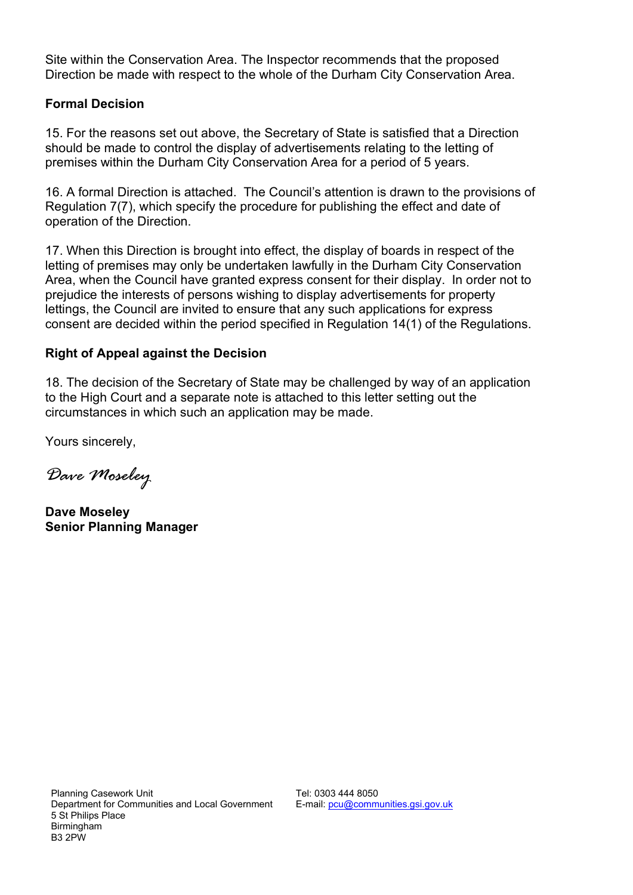Site within the Conservation Area. The Inspector recommends that the proposed Direction be made with respect to the whole of the Durham City Conservation Area.

**Formal Decision**

15. For the reasons set out above, the Secretary of State is satisfied that a Direction should be made to control the display of advertisements relating to the letting of premises within the Durham City Conservation Area for a period of 5 years.

16. A formal Direction is attached. The Council's attention is drawn to the provisions of Regulation 7(7), which specify the procedure for publishing the effect and date of operation of the Direction.

17. When this Direction is brought into effect, the display of boards in respect of the letting of premises may only be undertaken lawfully in the Durham City Conservation Area, when the Council have granted express consent for their display. In order not to prejudice the interests of persons wishing to display advertisements for property lettings, the Council are invited to ensure that any such applications for express consent are decided within the period specified in Regulation 14(1) of the Regulations.

**Right of Appeal against the Decision**

18. The decision of the Secretary of State may be challenged by way of an application to the High Court and a separate note is attached to this letter setting out the circumstances in which such an application may be made.

Yours sincerely,

*Dave Moseley*

**Dave Moseley**
**Senior Planning Manager**

Planning Casework Unit
Department for Communities and Local Government
5 St Philips Place
Birmingham
B3 2PW

Tel: 0303 444 8050
E-mail: pcu@communities.gsi.gov.uk